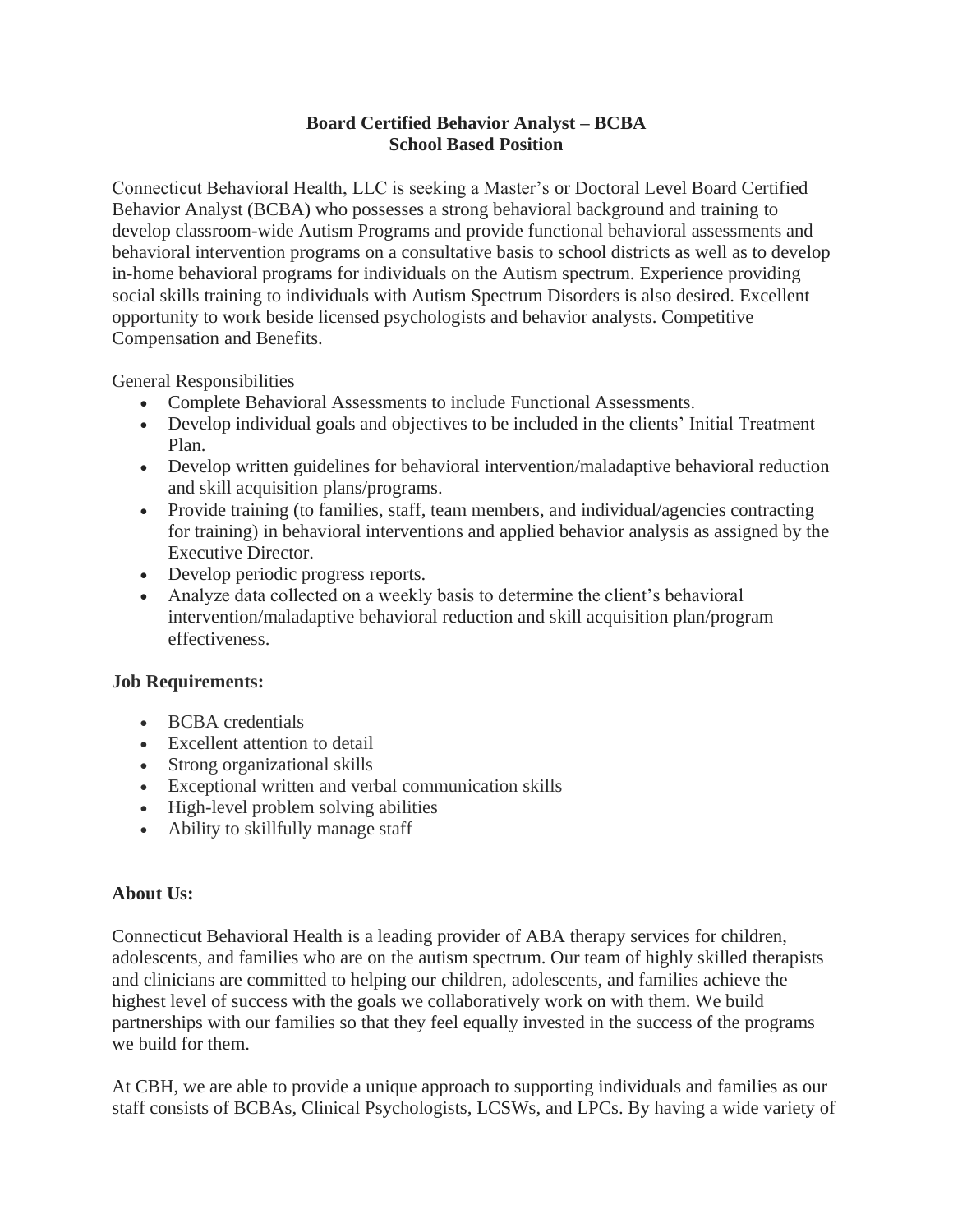# Board Certified Behavior Analyst – BCBA
## School Based Position

Connecticut Behavioral Health, LLC is seeking a Master's or Doctoral Level Board Certified Behavior Analyst (BCBA) who possesses a strong behavioral background and training to develop classroom-wide Autism Programs and provide functional behavioral assessments and behavioral intervention programs on a consultative basis to school districts as well as to develop in-home behavioral programs for individuals on the Autism spectrum. Experience providing social skills training to individuals with Autism Spectrum Disorders is also desired. Excellent opportunity to work beside licensed psychologists and behavior analysts. Competitive Compensation and Benefits.

General Responsibilities

- Complete Behavioral Assessments to include Functional Assessments.
- Develop individual goals and objectives to be included in the clients' Initial Treatment Plan.
- Develop written guidelines for behavioral intervention/maladaptive behavioral reduction and skill acquisition plans/programs.
- Provide training (to families, staff, team members, and individual/agencies contracting for training) in behavioral interventions and applied behavior analysis as assigned by the Executive Director.
- Develop periodic progress reports.
- Analyze data collected on a weekly basis to determine the client's behavioral intervention/maladaptive behavioral reduction and skill acquisition plan/program effectiveness.

**Job Requirements:**

- BCBA credentials
- Excellent attention to detail
- Strong organizational skills
- Exceptional written and verbal communication skills
- High-level problem solving abilities
- Ability to skillfully manage staff

**About Us:**

Connecticut Behavioral Health is a leading provider of ABA therapy services for children, adolescents, and families who are on the autism spectrum. Our team of highly skilled therapists and clinicians are committed to helping our children, adolescents, and families achieve the highest level of success with the goals we collaboratively work on with them. We build partnerships with our families so that they feel equally invested in the success of the programs we build for them.

At CBH, we are able to provide a unique approach to supporting individuals and families as our staff consists of BCBAs, Clinical Psychologists, LCSWs, and LPCs. By having a wide variety of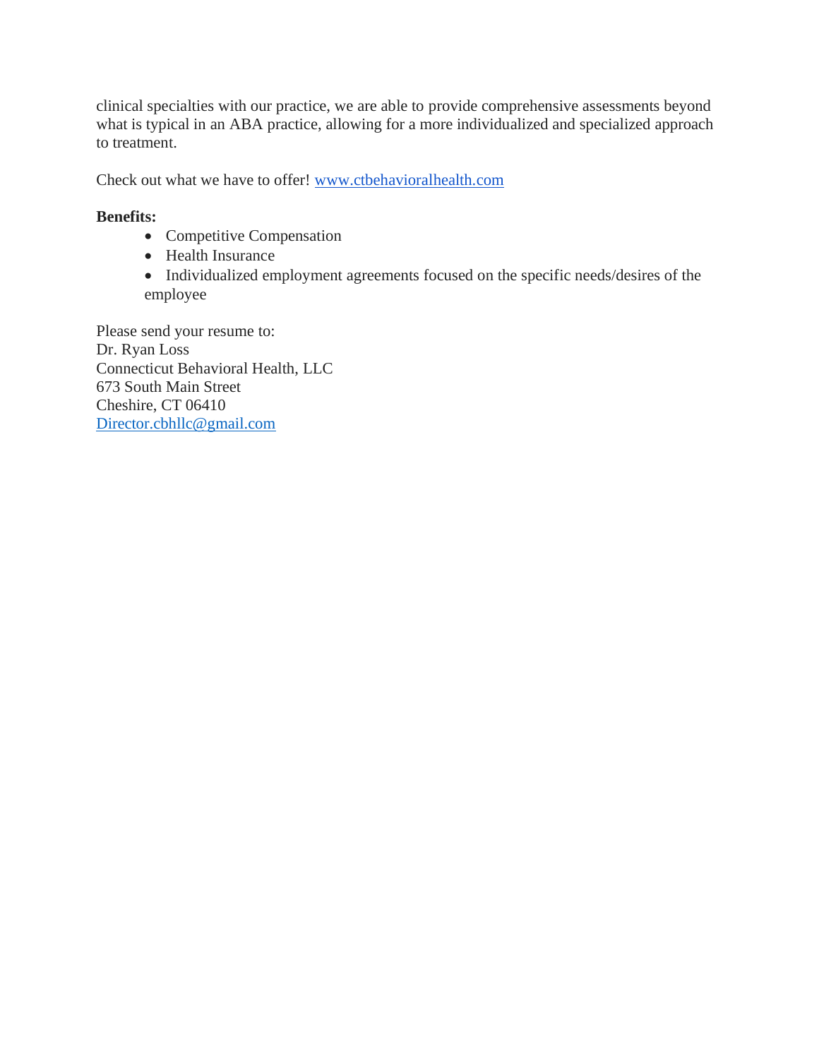clinical specialties with our practice, we are able to provide comprehensive assessments beyond what is typical in an ABA practice, allowing for a more individualized and specialized approach to treatment.

Check out what we have to offer! www.ctbehavioralhealth.com

**Benefits:**

- Competitive Compensation
- Health Insurance
- Individualized employment agreements focused on the specific needs/desires of the employee

Please send your resume to:
Dr. Ryan Loss
Connecticut Behavioral Health, LLC
673 South Main Street
Cheshire, CT 06410
Director.cbhllc@gmail.com